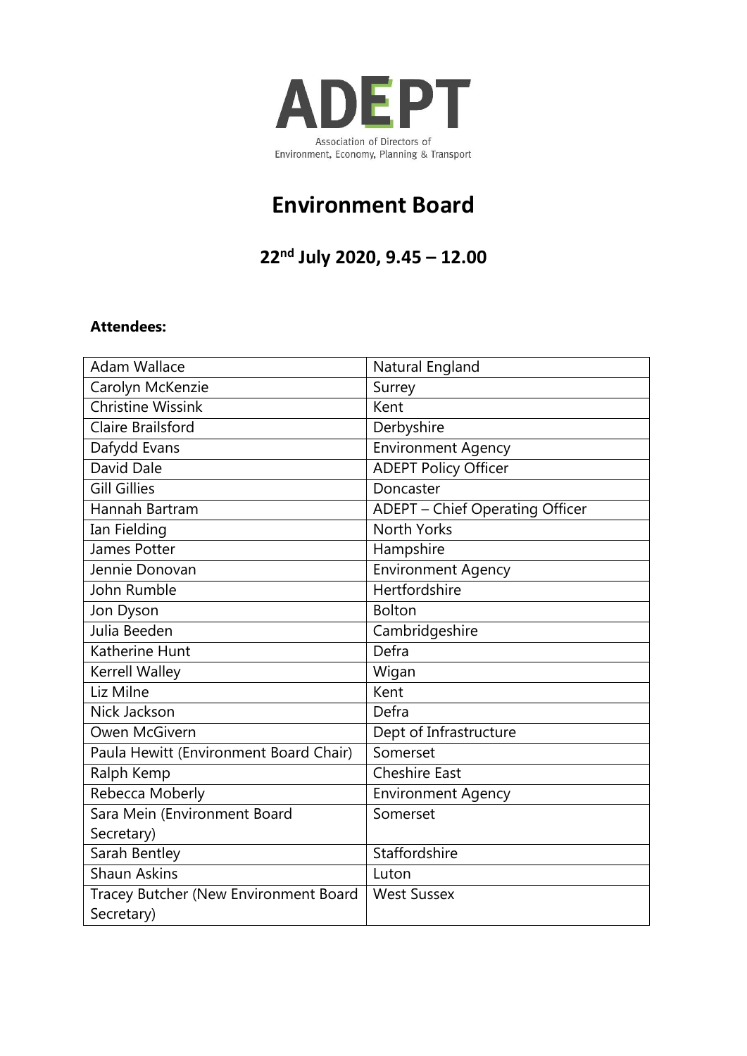ADEPT

Association of Directors of Environment, Economy, Planning & Transport

# Environment Board

## 22nd July 2020, 9.45 – 12.00

**Attendees:**

| | |
|---|---|
| Adam Wallace | Natural England |
| Carolyn McKenzie | Surrey |
| Christine Wissink | Kent |
| Claire Brailsford | Derbyshire |
| Dafydd Evans | Environment Agency |
| David Dale | ADEPT Policy Officer |
| Gill Gillies | Doncaster |
| Hannah Bartram | ADEPT – Chief Operating Officer |
| Ian Fielding | North Yorks |
| James Potter | Hampshire |
| Jennie Donovan | Environment Agency |
| John Rumble | Hertfordshire |
| Jon Dyson | Bolton |
| Julia Beeden | Cambridgeshire |
| Katherine Hunt | Defra |
| Kerrell Walley | Wigan |
| Liz Milne | Kent |
| Nick Jackson | Defra |
| Owen McGivern | Dept of Infrastructure |
| Paula Hewitt (Environment Board Chair) | Somerset |
| Ralph Kemp | Cheshire East |
| Rebecca Moberly | Environment Agency |
| Sara Mein (Environment Board Secretary) | Somerset |
| Sarah Bentley | Staffordshire |
| Shaun Askins | Luton |
| Tracey Butcher (New Environment Board Secretary) | West Sussex |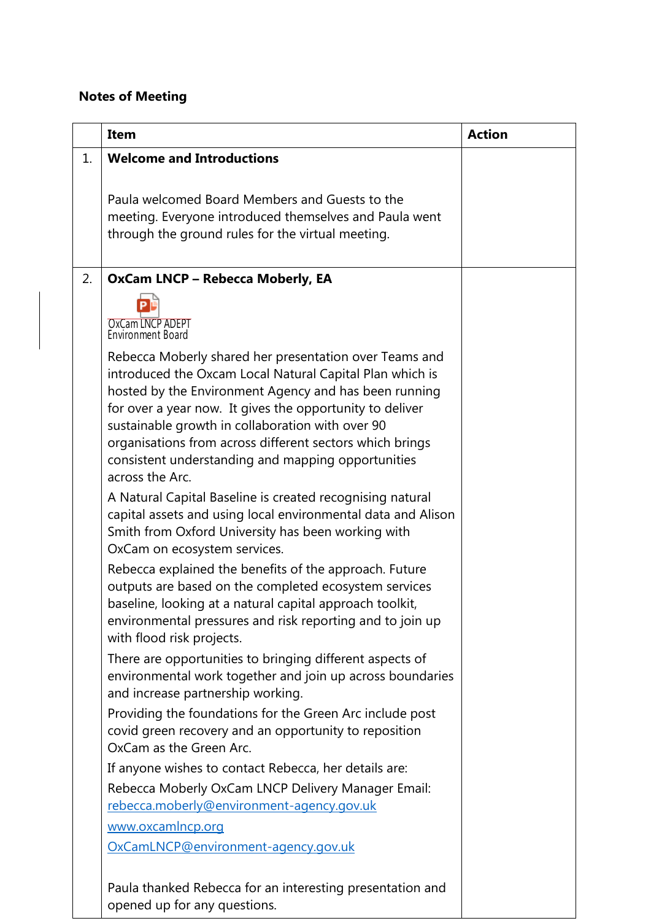**Notes of Meeting**

| | Item | Action |
|---|---|---|
| 1. | **Welcome and Introductions**<br><br>Paula welcomed Board Members and Guests to the meeting. Everyone introduced themselves and Paula went through the ground rules for the virtual meeting. | |
| 2. | **OxCam LNCP – Rebecca Moberly, EA**<br><br>OxCam LNCP ADEPT Environment Board<br><br>Rebecca Moberly shared her presentation over Teams and introduced the Oxcam Local Natural Capital Plan which is hosted by the Environment Agency and has been running for over a year now. It gives the opportunity to deliver sustainable growth in collaboration with over 90 organisations from across different sectors which brings consistent understanding and mapping opportunities across the Arc.<br><br>A Natural Capital Baseline is created recognising natural capital assets and using local environmental data and Alison Smith from Oxford University has been working with OxCam on ecosystem services.<br><br>Rebecca explained the benefits of the approach. Future outputs are based on the completed ecosystem services baseline, looking at a natural capital approach toolkit, environmental pressures and risk reporting and to join up with flood risk projects.<br><br>There are opportunities to bringing different aspects of environmental work together and join up across boundaries and increase partnership working.<br><br>Providing the foundations for the Green Arc include post covid green recovery and an opportunity to reposition OxCam as the Green Arc.<br><br>If anyone wishes to contact Rebecca, her details are:<br><br>Rebecca Moberly OxCam LNCP Delivery Manager Email: rebecca.moberly@environment-agency.gov.uk<br><br>www.oxcamlncp.org<br><br>OxCamLNCP@environment-agency.gov.uk<br><br>Paula thanked Rebecca for an interesting presentation and opened up for any questions. | |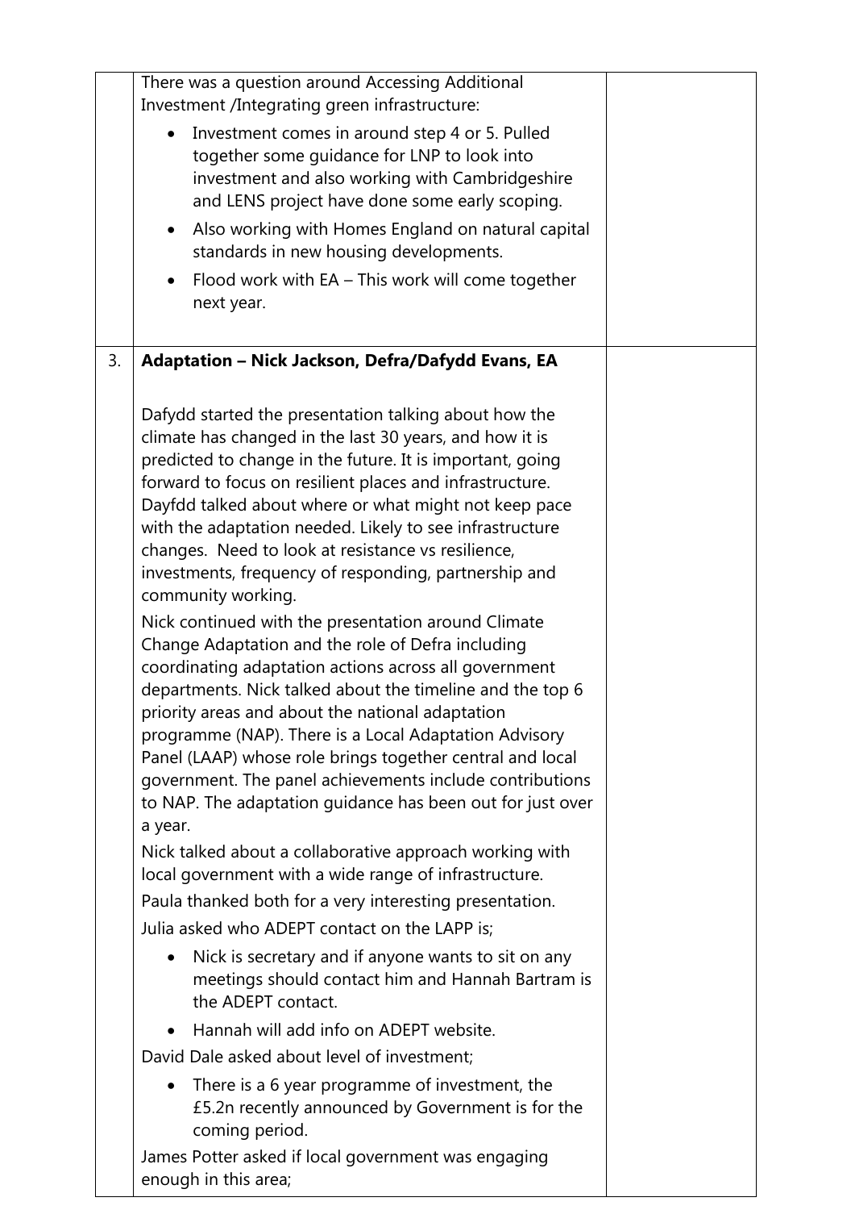| | | |
|---|---|---|
| | There was a question around Accessing Additional Investment /Integrating green infrastructure:<br>• Investment comes in around step 4 or 5. Pulled together some guidance for LNP to look into investment and also working with Cambridgeshire and LENS project have done some early scoping.<br>• Also working with Homes England on natural capital standards in new housing developments.<br>• Flood work with EA – This work will come together next year. | |
| 3. | **Adaptation – Nick Jackson, Defra/Dafydd Evans, EA**<br><br>Dafydd started the presentation talking about how the climate has changed in the last 30 years, and how it is predicted to change in the future. It is important, going forward to focus on resilient places and infrastructure. Dayfdd talked about where or what might not keep pace with the adaptation needed. Likely to see infrastructure changes. Need to look at resistance vs resilience, investments, frequency of responding, partnership and community working.<br>Nick continued with the presentation around Climate Change Adaptation and the role of Defra including coordinating adaptation actions across all government departments. Nick talked about the timeline and the top 6 priority areas and about the national adaptation programme (NAP). There is a Local Adaptation Advisory Panel (LAAP) whose role brings together central and local government. The panel achievements include contributions to NAP. The adaptation guidance has been out for just over a year.<br>Nick talked about a collaborative approach working with local government with a wide range of infrastructure.<br>Paula thanked both for a very interesting presentation.<br>Julia asked who ADEPT contact on the LAPP is;<br>• Nick is secretary and if anyone wants to sit on any meetings should contact him and Hannah Bartram is the ADEPT contact.<br>• Hannah will add info on ADEPT website.<br>David Dale asked about level of investment;<br>• There is a 6 year programme of investment, the £5.2n recently announced by Government is for the coming period.<br>James Potter asked if local government was engaging enough in this area; | |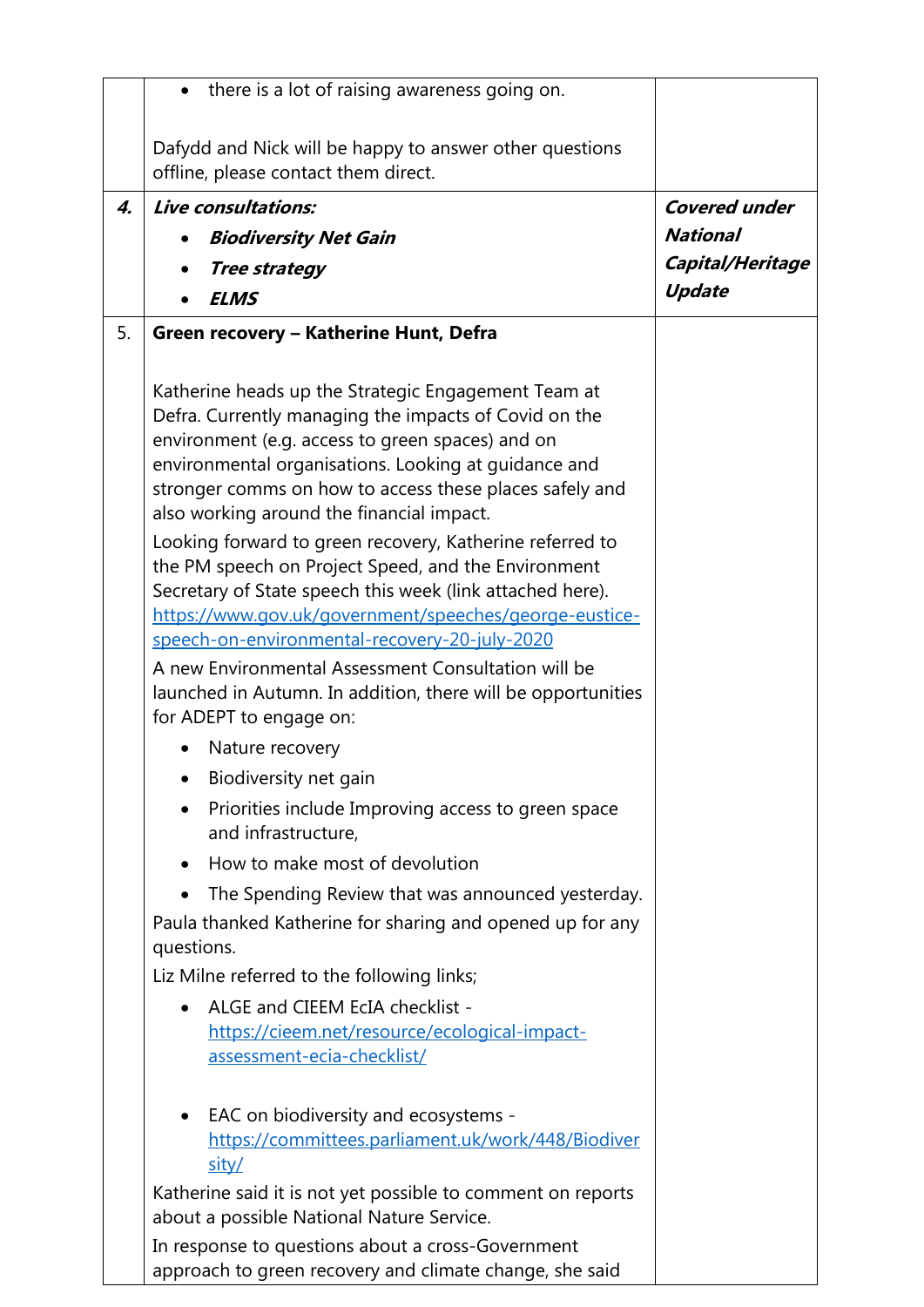| | | |
|---|---|---|
| | • there is a lot of raising awareness going on.<br><br>Dafydd and Nick will be happy to answer other questions offline, please contact them direct. | |
| ***4.*** | ***Live consultations:***<br>• ***Biodiversity Net Gain***<br>• ***Tree strategy***<br>• ***ELMS*** | ***Covered under National Capital/Heritage Update*** |
| 5. | **Green recovery – Katherine Hunt, Defra**<br><br>Katherine heads up the Strategic Engagement Team at Defra. Currently managing the impacts of Covid on the environment (e.g. access to green spaces) and on environmental organisations. Looking at guidance and stronger comms on how to access these places safely and also working around the financial impact.<br>Looking forward to green recovery, Katherine referred to the PM speech on Project Speed, and the Environment Secretary of State speech this week (link attached here). [https://www.gov.uk/government/speeches/george-eustice-speech-on-environmental-recovery-20-july-2020](https://www.gov.uk/government/speeches/george-eustice-speech-on-environmental-recovery-20-july-2020)<br>A new Environmental Assessment Consultation will be launched in Autumn. In addition, there will be opportunities for ADEPT to engage on:<br>• Nature recovery<br>• Biodiversity net gain<br>• Priorities include Improving access to green space and infrastructure,<br>• How to make most of devolution<br>• The Spending Review that was announced yesterday.<br>Paula thanked Katherine for sharing and opened up for any questions.<br>Liz Milne referred to the following links;<br>• ALGE and CIEEM EcIA checklist - [https://cieem.net/resource/ecological-impact-assessment-ecia-checklist/](https://cieem.net/resource/ecological-impact-assessment-ecia-checklist/)<br>• EAC on biodiversity and ecosystems - [https://committees.parliament.uk/work/448/Biodiversity/](https://committees.parliament.uk/work/448/Biodiversity/)<br>Katherine said it is not yet possible to comment on reports about a possible National Nature Service.<br>In response to questions about a cross-Government approach to green recovery and climate change, she said | |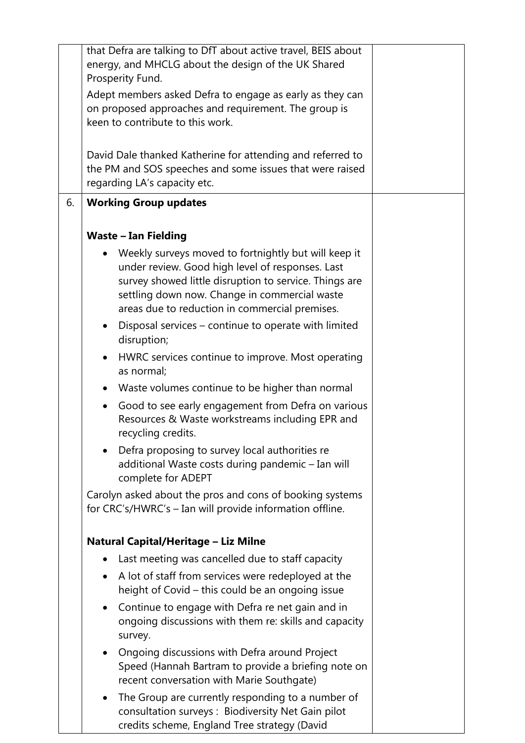| | | |
|---|---|---|
| | that Defra are talking to DfT about active travel, BEIS about energy, and MHCLG about the design of the UK Shared Prosperity Fund.<br><br>Adept members asked Defra to engage as early as they can on proposed approaches and requirement. The group is keen to contribute to this work.<br><br>David Dale thanked Katherine for attending and referred to the PM and SOS speeches and some issues that were raised regarding LA's capacity etc. | |
| 6. | **Working Group updates**<br><br>**Waste – Ian Fielding**<br>• Weekly surveys moved to fortnightly but will keep it under review. Good high level of responses. Last survey showed little disruption to service. Things are settling down now. Change in commercial waste areas due to reduction in commercial premises.<br>• Disposal services – continue to operate with limited disruption;<br>• HWRC services continue to improve. Most operating as normal;<br>• Waste volumes continue to be higher than normal<br>• Good to see early engagement from Defra on various Resources & Waste workstreams including EPR and recycling credits.<br>• Defra proposing to survey local authorities re additional Waste costs during pandemic – Ian will complete for ADEPT<br><br>Carolyn asked about the pros and cons of booking systems for CRC's/HWRC's – Ian will provide information offline.<br><br>**Natural Capital/Heritage – Liz Milne**<br>• Last meeting was cancelled due to staff capacity<br>• A lot of staff from services were redeployed at the height of Covid – this could be an ongoing issue<br>• Continue to engage with Defra re net gain and in ongoing discussions with them re: skills and capacity survey.<br>• Ongoing discussions with Defra around Project Speed (Hannah Bartram to provide a briefing note on recent conversation with Marie Southgate)<br>• The Group are currently responding to a number of consultation surveys : Biodiversity Net Gain pilot credits scheme, England Tree strategy (David | |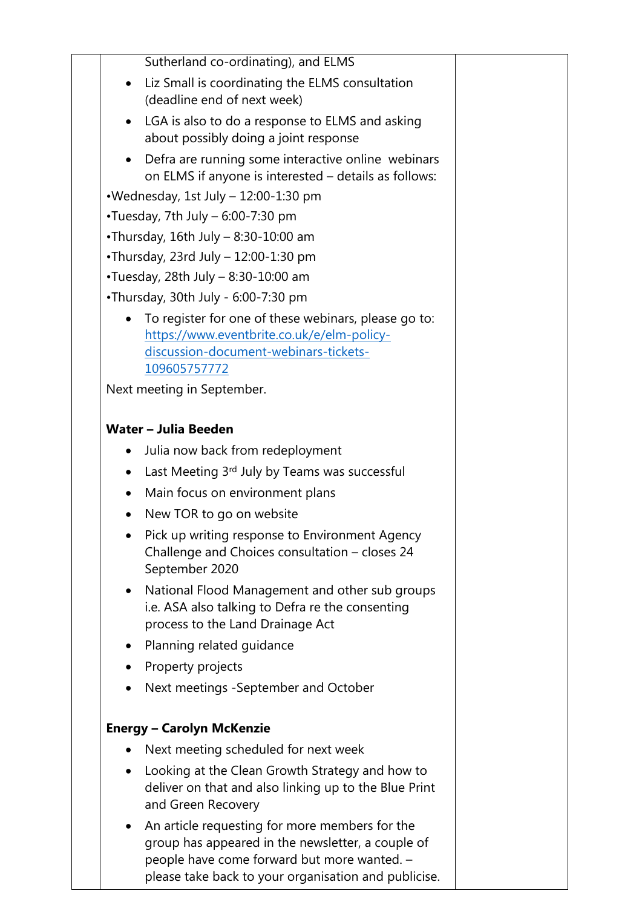| | | |
|---|---|---|
| | Sutherland co-ordinating), and ELMS<br>• Liz Small is coordinating the ELMS consultation (deadline end of next week)<br>• LGA is also to do a response to ELMS and asking about possibly doing a joint response<br>• Defra are running some interactive online webinars on ELMS if anyone is interested – details as follows:<br>•Wednesday, 1st July – 12:00-1:30 pm<br>•Tuesday, 7th July – 6:00-7:30 pm<br>•Thursday, 16th July – 8:30-10:00 am<br>•Thursday, 23rd July – 12:00-1:30 pm<br>•Tuesday, 28th July – 8:30-10:00 am<br>•Thursday, 30th July - 6:00-7:30 pm<br>• To register for one of these webinars, please go to: https://www.eventbrite.co.uk/e/elm-policy-discussion-document-webinars-tickets-109605757772<br>Next meeting in September.<br><br>**Water – Julia Beeden**<br>• Julia now back from redeployment<br>• Last Meeting 3rd July by Teams was successful<br>• Main focus on environment plans<br>• New TOR to go on website<br>• Pick up writing response to Environment Agency Challenge and Choices consultation – closes 24 September 2020<br>• National Flood Management and other sub groups i.e. ASA also talking to Defra re the consenting process to the Land Drainage Act<br>• Planning related guidance<br>• Property projects<br>• Next meetings -September and October<br><br>**Energy – Carolyn McKenzie**<br>• Next meeting scheduled for next week<br>• Looking at the Clean Growth Strategy and how to deliver on that and also linking up to the Blue Print and Green Recovery<br>• An article requesting for more members for the group has appeared in the newsletter, a couple of people have come forward but more wanted. – please take back to your organisation and publicise. | |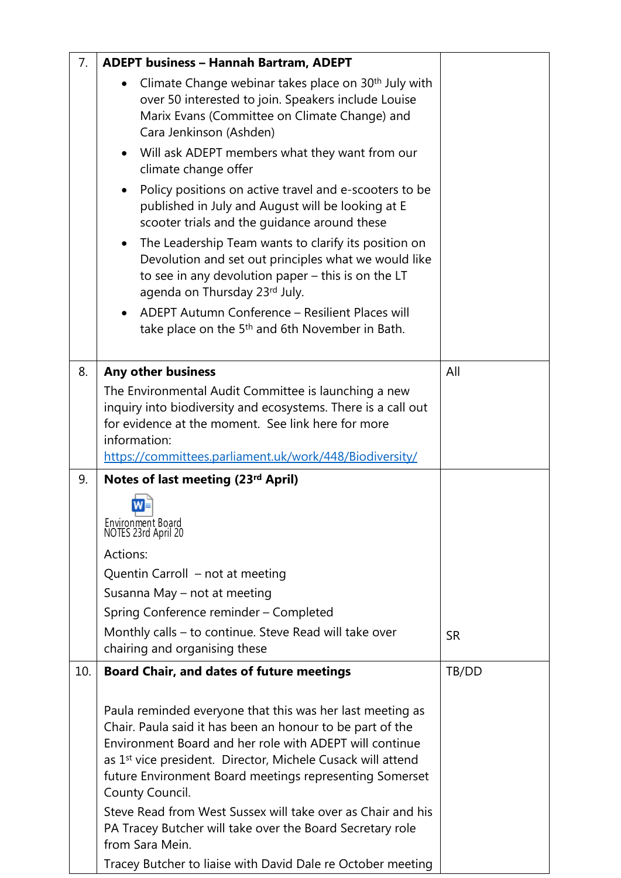| | | |
|---|---|---|
| 7. | **ADEPT business – Hannah Bartram, ADEPT**<br>• Climate Change webinar takes place on 30th July with over 50 interested to join. Speakers include Louise Marix Evans (Committee on Climate Change) and Cara Jenkinson (Ashden)<br>• Will ask ADEPT members what they want from our climate change offer<br>• Policy positions on active travel and e-scooters to be published in July and August will be looking at E scooter trials and the guidance around these<br>• The Leadership Team wants to clarify its position on Devolution and set out principles what we would like to see in any devolution paper – this is on the LT agenda on Thursday 23rd July.<br>• ADEPT Autumn Conference – Resilient Places will take place on the 5th and 6th November in Bath. | |
| 8. | **Any other business**<br>The Environmental Audit Committee is launching a new inquiry into biodiversity and ecosystems. There is a call out for evidence at the moment. See link here for more information:<br>[https://committees.parliament.uk/work/448/Biodiversity/](https://committees.parliament.uk/work/448/Biodiversity/) | All |
| 9. | **Notes of last meeting (23rd April)**<br>Environment Board NOTES 23rd April 20<br>Actions:<br>Quentin Carroll – not at meeting<br>Susanna May – not at meeting<br>Spring Conference reminder – Completed<br>Monthly calls – to continue. Steve Read will take over chairing and organising these | SR |
| 10. | **Board Chair, and dates of future meetings**<br><br>Paula reminded everyone that this was her last meeting as Chair. Paula said it has been an honour to be part of the Environment Board and her role with ADEPT will continue as 1st vice president. Director, Michele Cusack will attend future Environment Board meetings representing Somerset County Council.<br>Steve Read from West Sussex will take over as Chair and his PA Tracey Butcher will take over the Board Secretary role from Sara Mein.<br>Tracey Butcher to liaise with David Dale re October meeting | TB/DD |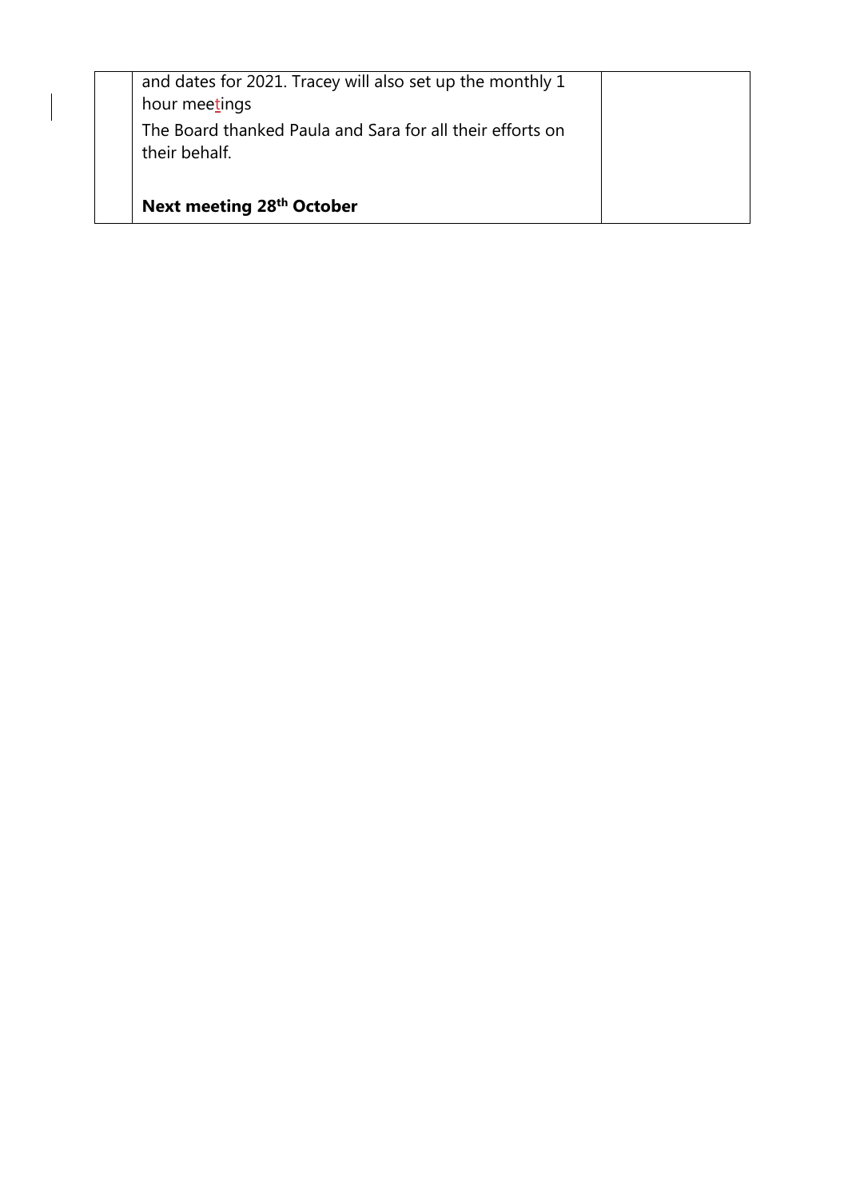| | | |
|---|---|---|
| | and dates for 2021. Tracey will also set up the monthly 1 hour meetings<br><br>The Board thanked Paula and Sara for all their efforts on their behalf.<br><br>**Next meeting 28th October** | |